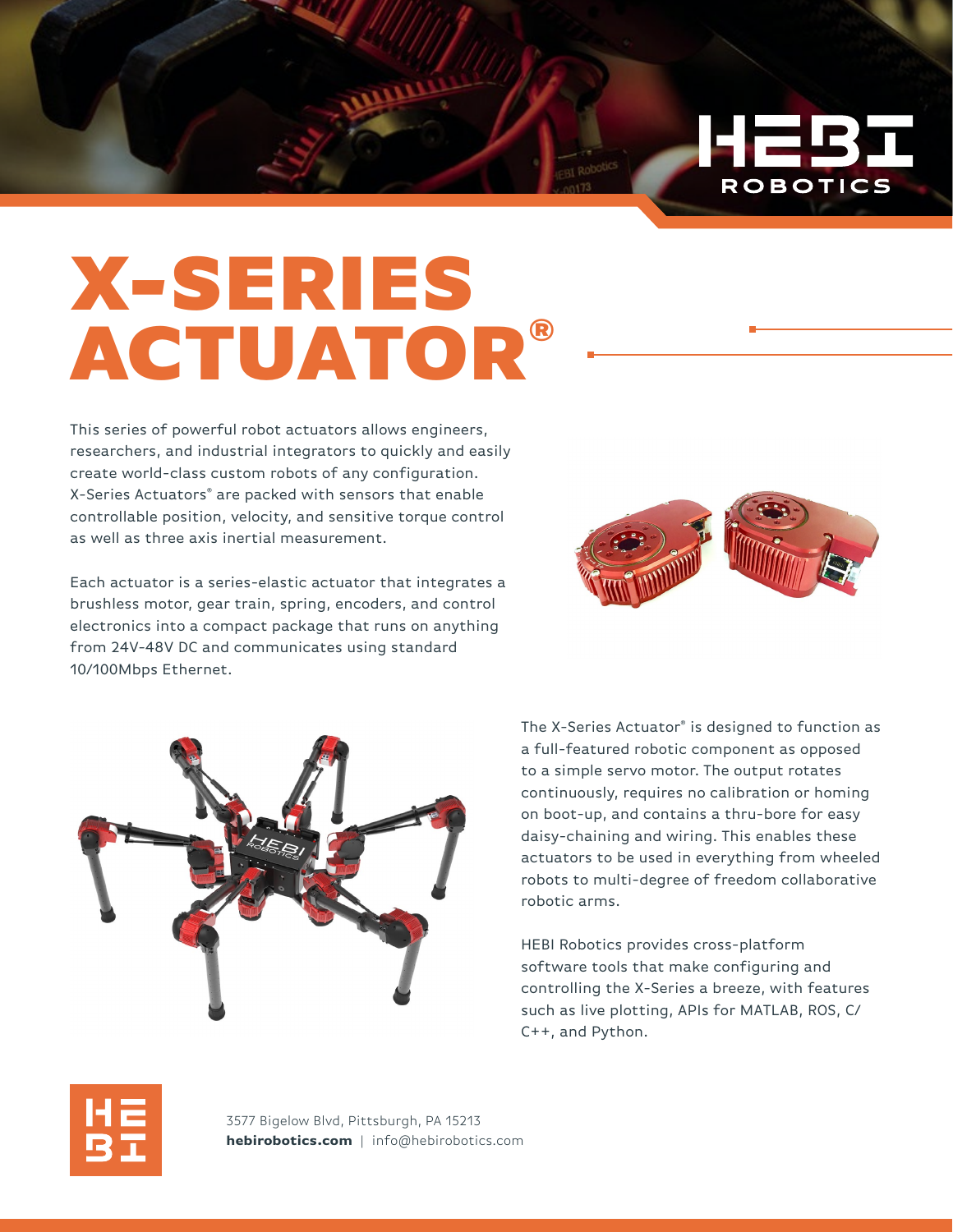# X-SERIES ACTUATOR®

This series of powerful robot actuators allows engineers, researchers, and industrial integrators to quickly and easily create world-class custom robots of any configuration. X-Series Actuators® are packed with sensors that enable controllable position, velocity, and sensitive torque control as well as three axis inertial measurement.

Each actuator is a series-elastic actuator that integrates a brushless motor, gear train, spring, encoders, and control electronics into a compact package that runs on anything from 24V-48V DC and communicates using standard 10/100Mbps Ethernet.

The X-Series Actuator® is designed to function as a full-featured robotic component as opposed to a simple servo motor. The output rotates continuously, requires no calibration or homing on boot-up, and contains a thru-bore for easy daisy-chaining and wiring. This enables these actuators to be used in everything from wheeled robots to multi-degree of freedom collaborative robotic arms.

HEBI Robotics provides cross-platform software tools that make configuring and controlling the X-Series a breeze, with features such as live plotting, APIs for MATLAB, ROS, C/C++, and Python.

3577 Bigelow Blvd, Pittsburgh, PA 15213
**hebirobotics.com** | info@hebirobotics.com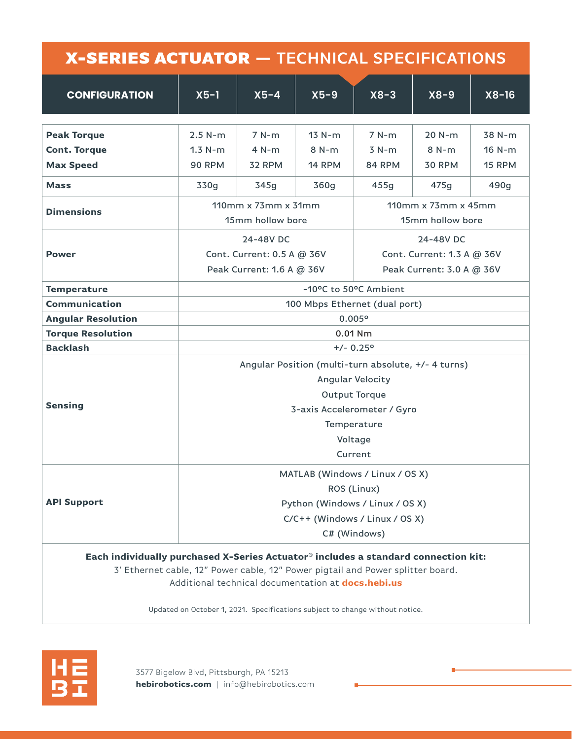# X-SERIES ACTUATOR — TECHNICAL SPECIFICATIONS

| CONFIGURATION | X5-1 | X5-4 | X5-9 | X8-3 | X8-9 | X8-16 |
|---|---|---|---|---|---|---|
| **Peak Torque** | 2.5 N-m | 7 N-m | 13 N-m | 7 N-m | 20 N-m | 38 N-m |
| **Cont. Torque** | 1.3 N-m | 4 N-m | 8 N-m | 3 N-m | 8 N-m | 16 N-m |
| **Max Speed** | 90 RPM | 32 RPM | 14 RPM | 84 RPM | 30 RPM | 15 RPM |
| **Mass** | 330g | 345g | 360g | 455g | 475g | 490g |
| **Dimensions** | 110mm x 73mm x 31mm<br>15mm hollow bore | | | 110mm x 73mm x 45mm<br>15mm hollow bore | | |
| **Power** | 24-48V DC<br>Cont. Current: 0.5 A @ 36V<br>Peak Current: 1.6 A @ 36V | | | 24-48V DC<br>Cont. Current: 1.3 A @ 36V<br>Peak Current: 3.0 A @ 36V | | |
| **Temperature** | -10ºC to 50ºC Ambient | | | | | |
| **Communication** | 100 Mbps Ethernet (dual port) | | | | | |
| **Angular Resolution** | 0.005º | | | | | |
| **Torque Resolution** | 0.01 Nm | | | | | |
| **Backlash** | +/- 0.25º | | | | | |
| **Sensing** | Angular Position (multi-turn absolute, +/- 4 turns)<br>Angular Velocity<br>Output Torque<br>3-axis Accelerometer / Gyro<br>Temperature<br>Voltage<br>Current | | | | | |
| **API Support** | MATLAB (Windows / Linux / OS X)<br>ROS (Linux)<br>Python (Windows / Linux / OS X)<br>C/C++ (Windows / Linux / OS X)<br>C# (Windows) | | | | | |

**Each individually purchased X-Series Actuator® includes a standard connection kit:**
3' Ethernet cable, 12" Power cable, 12" Power pigtail and Power splitter board.
Additional technical documentation at **docs.hebi.us**

Updated on October 1, 2021. Specifications subject to change without notice.

3577 Bigelow Blvd, Pittsburgh, PA 15213
**hebirobotics.com** | info@hebirobotics.com